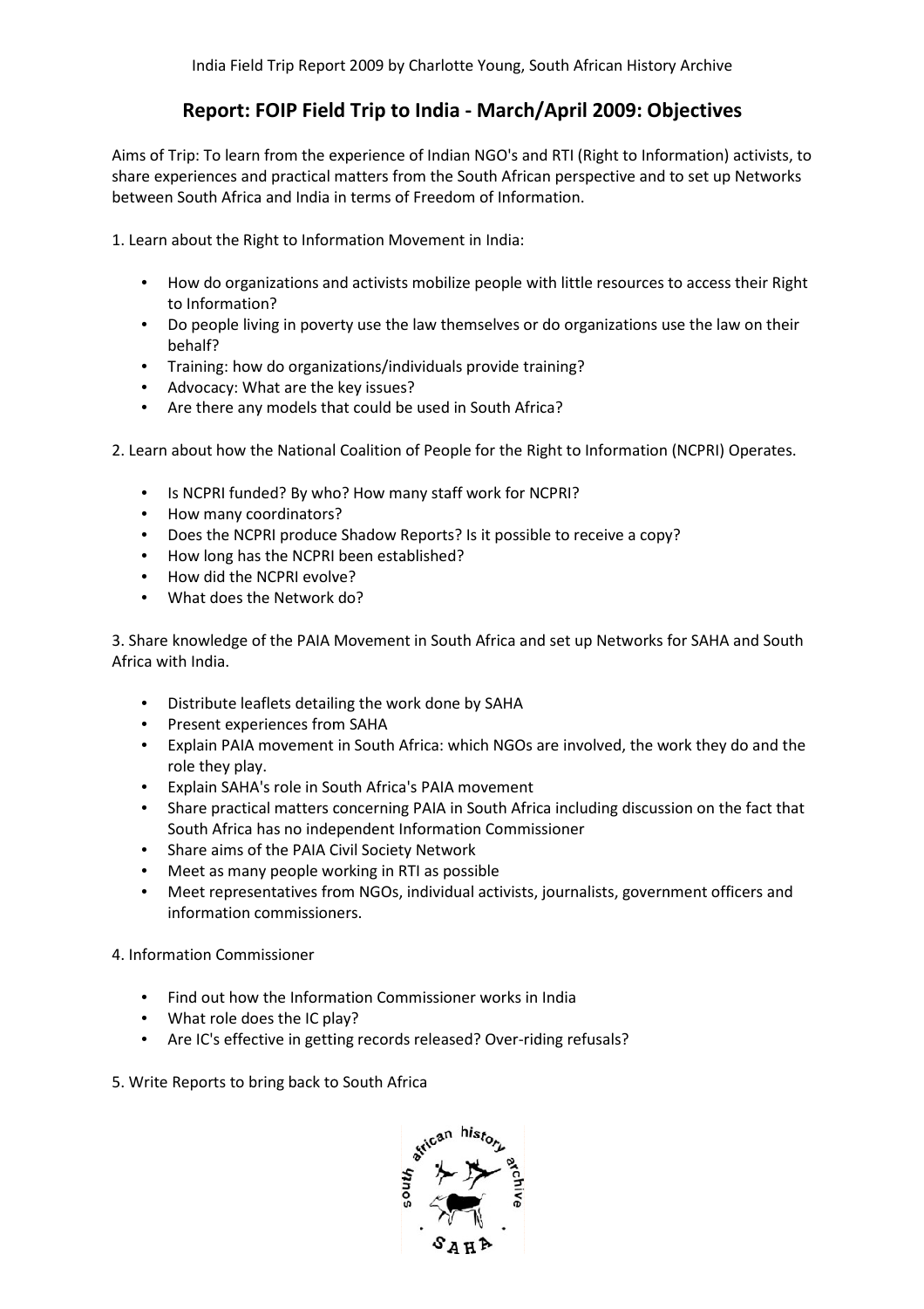# Report: FOIP Field Trip to India - March/April 2009: Objectives

Aims of Trip: To learn from the experience of Indian NGO's and RTI (Right to Information) activists, to share experiences and practical matters from the South African perspective and to set up Networks between South Africa and India in terms of Freedom of Information.

1. Learn about the Right to Information Movement in India:

- How do organizations and activists mobilize people with little resources to access their Right to Information?
- Do people living in poverty use the law themselves or do organizations use the law on their behalf?
- Training: how do organizations/individuals provide training?
- Advocacy: What are the key issues?
- Are there any models that could be used in South Africa?

2. Learn about how the National Coalition of People for the Right to Information (NCPRI) Operates.

- Is NCPRI funded? By who? How many staff work for NCPRI?
- How many coordinators?
- Does the NCPRI produce Shadow Reports? Is it possible to receive a copy?
- How long has the NCPRI been established?
- How did the NCPRI evolve?
- What does the Network do?

3. Share knowledge of the PAIA Movement in South Africa and set up Networks for SAHA and South Africa with India.

- Distribute leaflets detailing the work done by SAHA
- Present experiences from SAHA
- Explain PAIA movement in South Africa: which NGOs are involved, the work they do and the role they play.
- Explain SAHA's role in South Africa's PAIA movement
- Share practical matters concerning PAIA in South Africa including discussion on the fact that South Africa has no independent Information Commissioner
- Share aims of the PAIA Civil Society Network
- Meet as many people working in RTI as possible
- Meet representatives from NGOs, individual activists, journalists, government officers and information commissioners.

4. Information Commissioner

- Find out how the Information Commissioner works in India
- What role does the IC play?
- Are IC's effective in getting records released? Over-riding refusals?

5. Write Reports to bring back to South Africa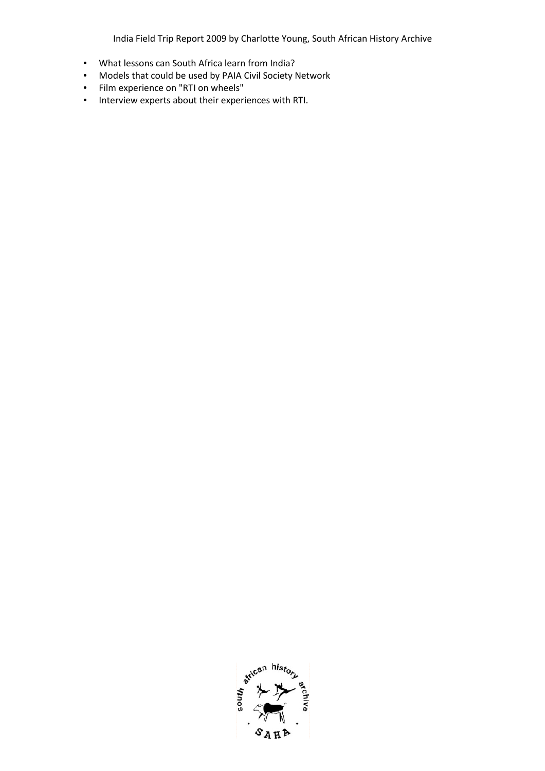- What lessons can South Africa learn from India?
- Models that could be used by PAIA Civil Society Network
- Film experience on "RTI on wheels"
- Interview experts about their experiences with RTI.